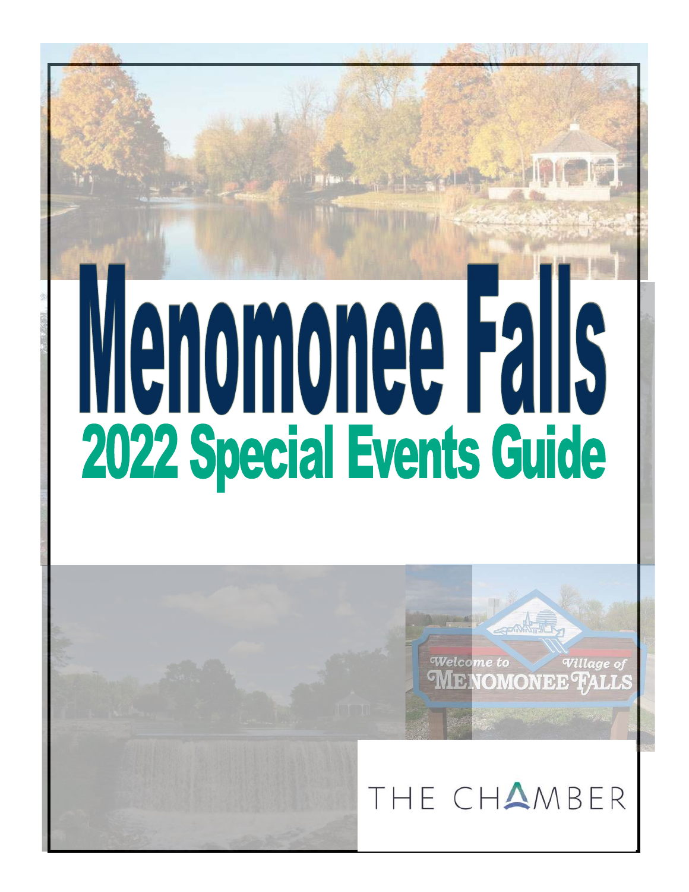# Menomonee Falls

## 2022 Special Events Guide

THE CHAMBER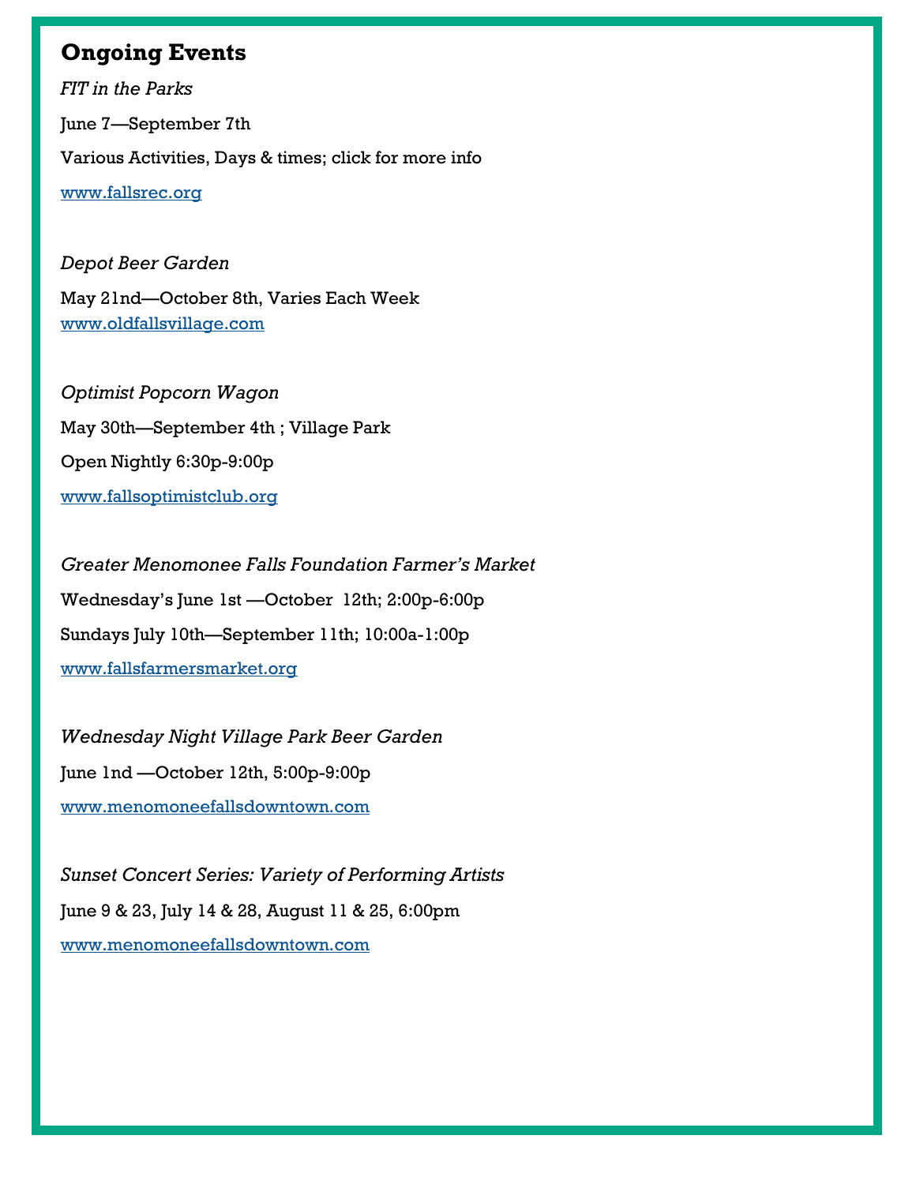## Ongoing Events

*FIT in the Parks*

June 7—September 7th

Various Activities, Days & times; click for more info

www.fallsrec.org

*Depot Beer Garden*

May 21nd—October 8th, Varies Each Week
www.oldfallsvillage.com

*Optimist Popcorn Wagon*

May 30th—September 4th ; Village Park

Open Nightly 6:30p-9:00p

www.fallsoptimistclub.org

*Greater Menomonee Falls Foundation Farmer's Market*

Wednesday's June 1st —October 12th; 2:00p-6:00p

Sundays July 10th—September 11th; 10:00a-1:00p

www.fallsfarmersmarket.org

*Wednesday Night Village Park Beer Garden*

June 1nd —October 12th, 5:00p-9:00p

www.menomoneefallsdowntown.com

*Sunset Concert Series: Variety of Performing Artists*

June 9 & 23, July 14 & 28, August 11 & 25, 6:00pm

www.menomoneefallsdowntown.com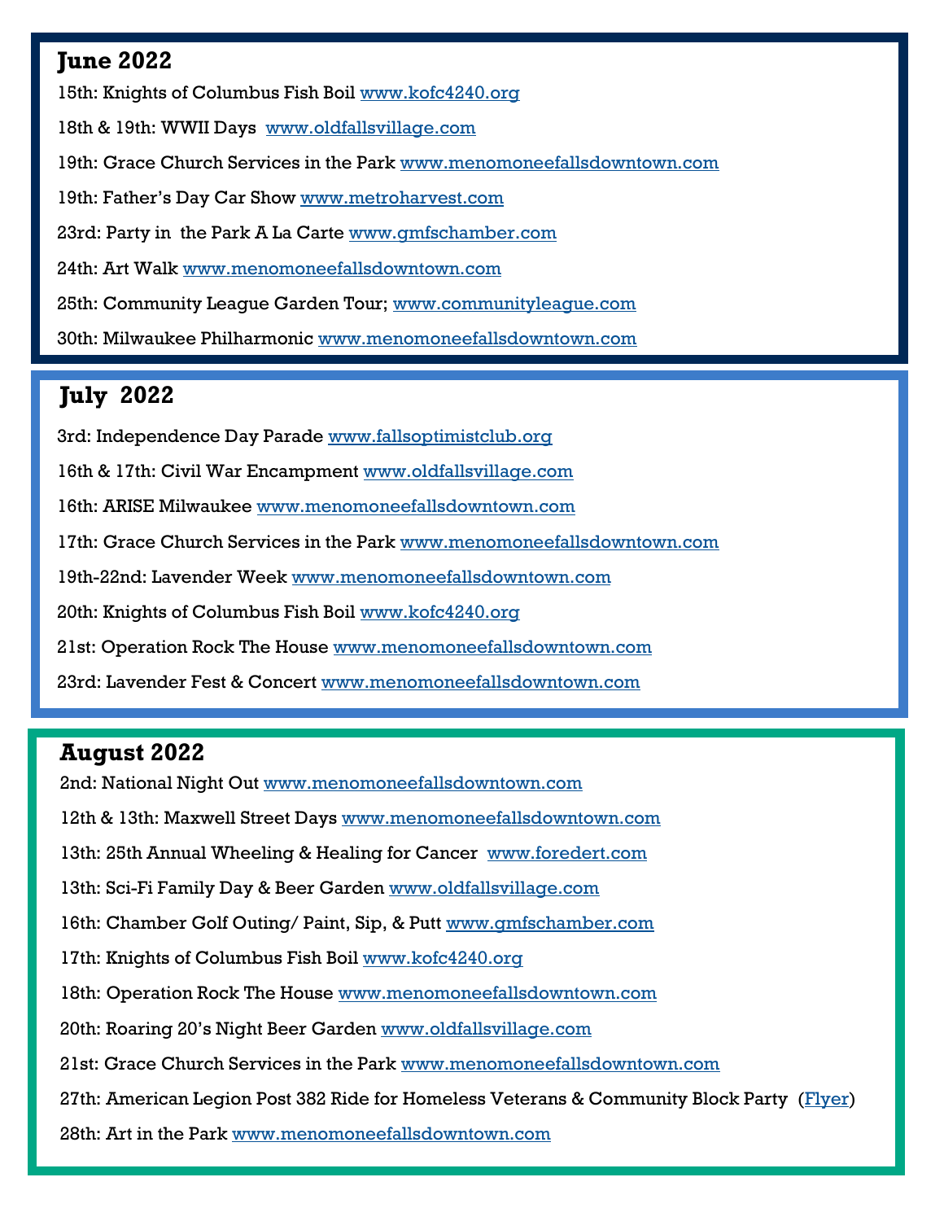## June 2022

15th: Knights of Columbus Fish Boil www.kofc4240.org

18th & 19th: WWII Days www.oldfallsvillage.com

19th: Grace Church Services in the Park www.menomoneefallsdowntown.com

19th: Father's Day Car Show www.metroharvest.com

23rd: Party in the Park A La Carte www.gmfschamber.com

24th: Art Walk www.menomoneefallsdowntown.com

25th: Community League Garden Tour; www.communityleague.com

30th: Milwaukee Philharmonic www.menomoneefallsdowntown.com

## July 2022

3rd: Independence Day Parade www.fallsoptimistclub.org

16th & 17th: Civil War Encampment www.oldfallsvillage.com

16th: ARISE Milwaukee www.menomoneefallsdowntown.com

17th: Grace Church Services in the Park www.menomoneefallsdowntown.com

19th-22nd: Lavender Week www.menomoneefallsdowntown.com

20th: Knights of Columbus Fish Boil www.kofc4240.org

21st: Operation Rock The House www.menomoneefallsdowntown.com

23rd: Lavender Fest & Concert www.menomoneefallsdowntown.com

## August 2022

2nd: National Night Out www.menomoneefallsdowntown.com

12th & 13th: Maxwell Street Days www.menomoneefallsdowntown.com

13th: 25th Annual Wheeling & Healing for Cancer www.foredert.com

13th: Sci-Fi Family Day & Beer Garden www.oldfallsvillage.com

16th: Chamber Golf Outing/ Paint, Sip, & Putt www.gmfschamber.com

17th: Knights of Columbus Fish Boil www.kofc4240.org

18th: Operation Rock The House www.menomoneefallsdowntown.com

20th: Roaring 20's Night Beer Garden www.oldfallsvillage.com

21st: Grace Church Services in the Park www.menomoneefallsdowntown.com

27th: American Legion Post 382 Ride for Homeless Veterans & Community Block Party (Flyer)

28th: Art in the Park www.menomoneefallsdowntown.com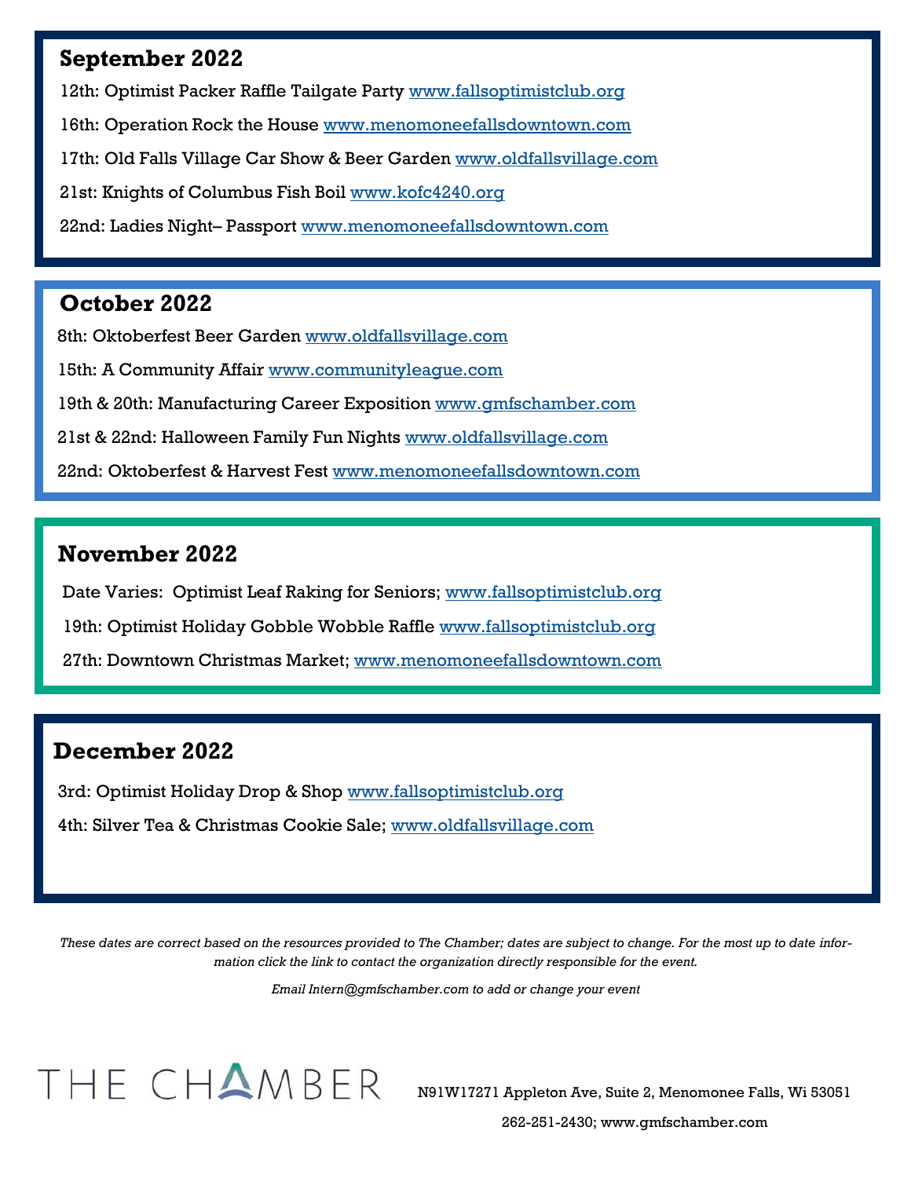## September 2022

12th: Optimist Packer Raffle Tailgate Party www.fallsoptimistclub.org

16th: Operation Rock the House www.menomoneefallsdowntown.com

17th: Old Falls Village Car Show & Beer Garden www.oldfallsvillage.com

21st: Knights of Columbus Fish Boil www.kofc4240.org

22nd: Ladies Night– Passport www.menomoneefallsdowntown.com

## October 2022

8th: Oktoberfest Beer Garden www.oldfallsvillage.com

15th: A Community Affair www.communityleague.com

19th & 20th: Manufacturing Career Exposition www.gmfschamber.com

21st & 22nd: Halloween Family Fun Nights www.oldfallsvillage.com

22nd: Oktoberfest & Harvest Fest www.menomoneefallsdowntown.com

## November 2022

Date Varies: Optimist Leaf Raking for Seniors; www.fallsoptimistclub.org

19th: Optimist Holiday Gobble Wobble Raffle www.fallsoptimistclub.org

27th: Downtown Christmas Market; www.menomoneefallsdowntown.com

## December 2022

3rd: Optimist Holiday Drop & Shop www.fallsoptimistclub.org

4th: Silver Tea & Christmas Cookie Sale; www.oldfallsvillage.com

*These dates are correct based on the resources provided to The Chamber; dates are subject to change. For the most up to date information click the link to contact the organization directly responsible for the event.*

*Email Intern@gmfschamber.com to add or change your event*

THE CHAMBER

N91W17271 Appleton Ave, Suite 2, Menomonee Falls, Wi 53051

262-251-2430; www.gmfschamber.com